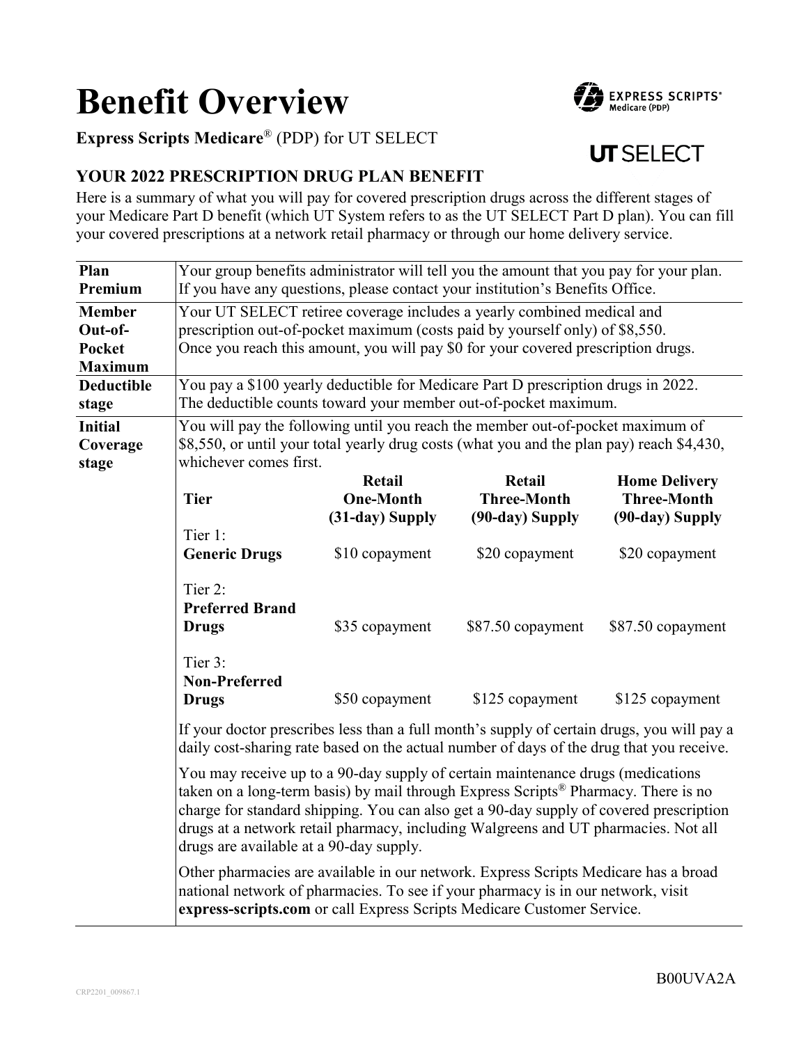# Benefit Overview

**Express Scripts Medicare**® (PDP) for UT SELECT

## YOUR 2022 PRESCRIPTION DRUG PLAN BENEFIT

Here is a summary of what you will pay for covered prescription drugs across the different stages of your Medicare Part D benefit (which UT System refers to as the UT SELECT Part D plan). You can fill your covered prescriptions at a network retail pharmacy or through our home delivery service.

| | |
|---|---|
| **Plan Premium** | Your group benefits administrator will tell you the amount that you pay for your plan. If you have any questions, please contact your institution's Benefits Office. |
| **Member Out-of-Pocket Maximum** | Your UT SELECT retiree coverage includes a yearly combined medical and prescription out-of-pocket maximum (costs paid by yourself only) of $8,550. Once you reach this amount, you will pay $0 for your covered prescription drugs. |
| **Deductible stage** | You pay a $100 yearly deductible for Medicare Part D prescription drugs in 2022. The deductible counts toward your member out-of-pocket maximum. |
| **Initial Coverage stage** | You will pay the following until you reach the member out-of-pocket maximum of $8,550, or until your total yearly drug costs (what you and the plan pay) reach $4,430, whichever comes first. |

| Tier | Retail One-Month (31-day) Supply | Retail Three-Month (90-day) Supply | Home Delivery Three-Month (90-day) Supply |
|---|---|---|---|
| Tier 1: **Generic Drugs** | $10 copayment | $20 copayment | $20 copayment |
| Tier 2: **Preferred Brand Drugs** | $35 copayment | $87.50 copayment | $87.50 copayment |
| Tier 3: **Non-Preferred Drugs** | $50 copayment | $125 copayment | $125 copayment |

If your doctor prescribes less than a full month's supply of certain drugs, you will pay a daily cost-sharing rate based on the actual number of days of the drug that you receive.

You may receive up to a 90-day supply of certain maintenance drugs (medications taken on a long-term basis) by mail through Express Scripts® Pharmacy. There is no charge for standard shipping. You can also get a 90-day supply of covered prescription drugs at a network retail pharmacy, including Walgreens and UT pharmacies. Not all drugs are available at a 90-day supply.

Other pharmacies are available in our network. Express Scripts Medicare has a broad national network of pharmacies. To see if your pharmacy is in our network, visit **express-scripts.com** or call Express Scripts Medicare Customer Service.

B00UVA2A

CRP2201_009867.1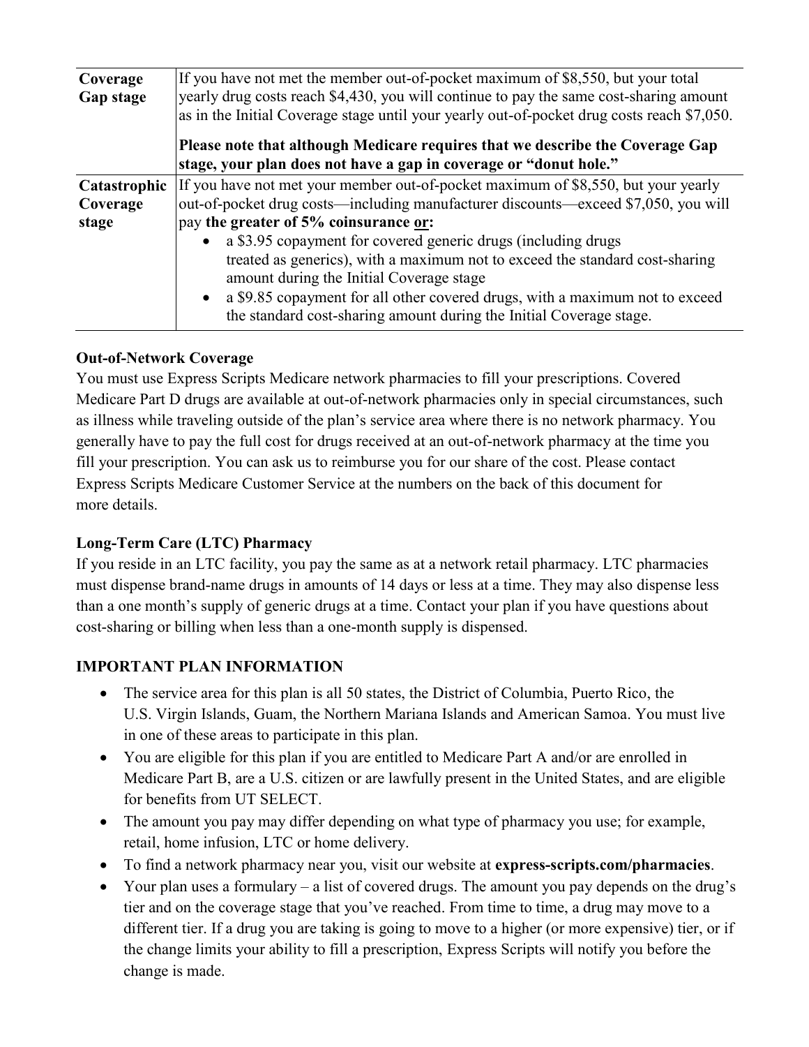| | |
|---|---|
| **Coverage Gap stage** | If you have not met the member out-of-pocket maximum of $8,550, but your total yearly drug costs reach $4,430, you will continue to pay the same cost-sharing amount as in the Initial Coverage stage until your yearly out-of-pocket drug costs reach $7,050.<br><br>**Please note that although Medicare requires that we describe the Coverage Gap stage, your plan does not have a gap in coverage or "donut hole."** |
| **Catastrophic Coverage stage** | If you have not met your member out-of-pocket maximum of $8,550, but your yearly out-of-pocket drug costs—including manufacturer discounts—exceed $7,050, you will pay **the greater of 5% coinsurance <u>or</u>:**<br>• a $3.95 copayment for covered generic drugs (including drugs treated as generics), with a maximum not to exceed the standard cost-sharing amount during the Initial Coverage stage<br>• a $9.85 copayment for all other covered drugs, with a maximum not to exceed the standard cost-sharing amount during the Initial Coverage stage. |

**Out-of-Network Coverage**

You must use Express Scripts Medicare network pharmacies to fill your prescriptions. Covered Medicare Part D drugs are available at out-of-network pharmacies only in special circumstances, such as illness while traveling outside of the plan's service area where there is no network pharmacy. You generally have to pay the full cost for drugs received at an out-of-network pharmacy at the time you fill your prescription. You can ask us to reimburse you for our share of the cost. Please contact Express Scripts Medicare Customer Service at the numbers on the back of this document for more details.

**Long-Term Care (LTC) Pharmacy**

If you reside in an LTC facility, you pay the same as at a network retail pharmacy. LTC pharmacies must dispense brand-name drugs in amounts of 14 days or less at a time. They may also dispense less than a one month's supply of generic drugs at a time. Contact your plan if you have questions about cost-sharing or billing when less than a one-month supply is dispensed.

**IMPORTANT PLAN INFORMATION**

- The service area for this plan is all 50 states, the District of Columbia, Puerto Rico, the U.S. Virgin Islands, Guam, the Northern Mariana Islands and American Samoa. You must live in one of these areas to participate in this plan.
- You are eligible for this plan if you are entitled to Medicare Part A and/or are enrolled in Medicare Part B, are a U.S. citizen or are lawfully present in the United States, and are eligible for benefits from UT SELECT.
- The amount you pay may differ depending on what type of pharmacy you use; for example, retail, home infusion, LTC or home delivery.
- To find a network pharmacy near you, visit our website at **express-scripts.com/pharmacies**.
- Your plan uses a formulary – a list of covered drugs. The amount you pay depends on the drug's tier and on the coverage stage that you've reached. From time to time, a drug may move to a different tier. If a drug you are taking is going to move to a higher (or more expensive) tier, or if the change limits your ability to fill a prescription, Express Scripts will notify you before the change is made.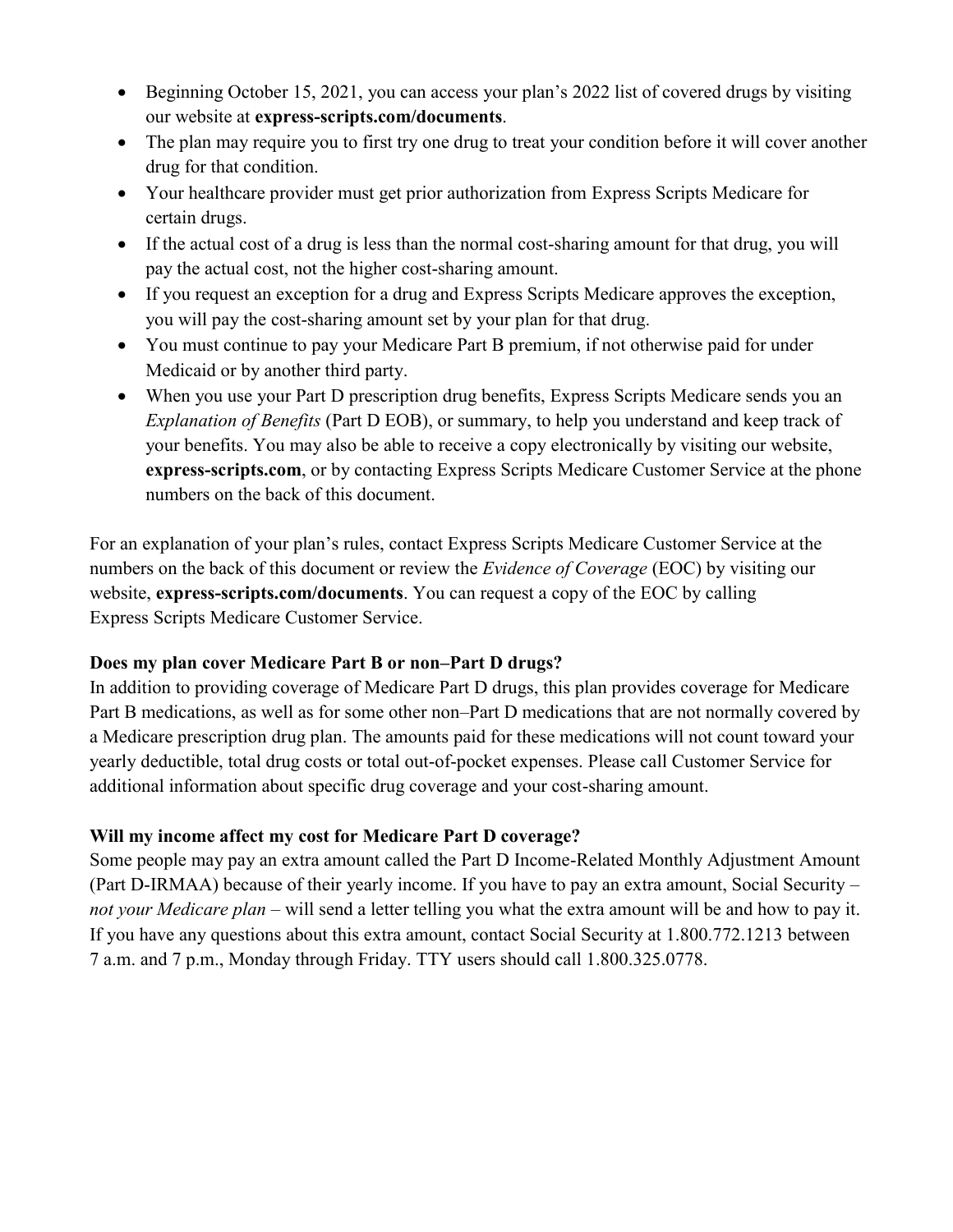- Beginning October 15, 2021, you can access your plan's 2022 list of covered drugs by visiting our website at **express-scripts.com/documents**.
- The plan may require you to first try one drug to treat your condition before it will cover another drug for that condition.
- Your healthcare provider must get prior authorization from Express Scripts Medicare for certain drugs.
- If the actual cost of a drug is less than the normal cost-sharing amount for that drug, you will pay the actual cost, not the higher cost-sharing amount.
- If you request an exception for a drug and Express Scripts Medicare approves the exception, you will pay the cost-sharing amount set by your plan for that drug.
- You must continue to pay your Medicare Part B premium, if not otherwise paid for under Medicaid or by another third party.
- When you use your Part D prescription drug benefits, Express Scripts Medicare sends you an *Explanation of Benefits* (Part D EOB), or summary, to help you understand and keep track of your benefits. You may also be able to receive a copy electronically by visiting our website, **express-scripts.com**, or by contacting Express Scripts Medicare Customer Service at the phone numbers on the back of this document.

For an explanation of your plan's rules, contact Express Scripts Medicare Customer Service at the numbers on the back of this document or review the *Evidence of Coverage* (EOC) by visiting our website, **express-scripts.com/documents**. You can request a copy of the EOC by calling Express Scripts Medicare Customer Service.

**Does my plan cover Medicare Part B or non–Part D drugs?**

In addition to providing coverage of Medicare Part D drugs, this plan provides coverage for Medicare Part B medications, as well as for some other non–Part D medications that are not normally covered by a Medicare prescription drug plan. The amounts paid for these medications will not count toward your yearly deductible, total drug costs or total out-of-pocket expenses. Please call Customer Service for additional information about specific drug coverage and your cost-sharing amount.

**Will my income affect my cost for Medicare Part D coverage?**

Some people may pay an extra amount called the Part D Income-Related Monthly Adjustment Amount (Part D-IRMAA) because of their yearly income. If you have to pay an extra amount, Social Security – *not your Medicare plan* – will send a letter telling you what the extra amount will be and how to pay it. If you have any questions about this extra amount, contact Social Security at 1.800.772.1213 between 7 a.m. and 7 p.m., Monday through Friday. TTY users should call 1.800.325.0778.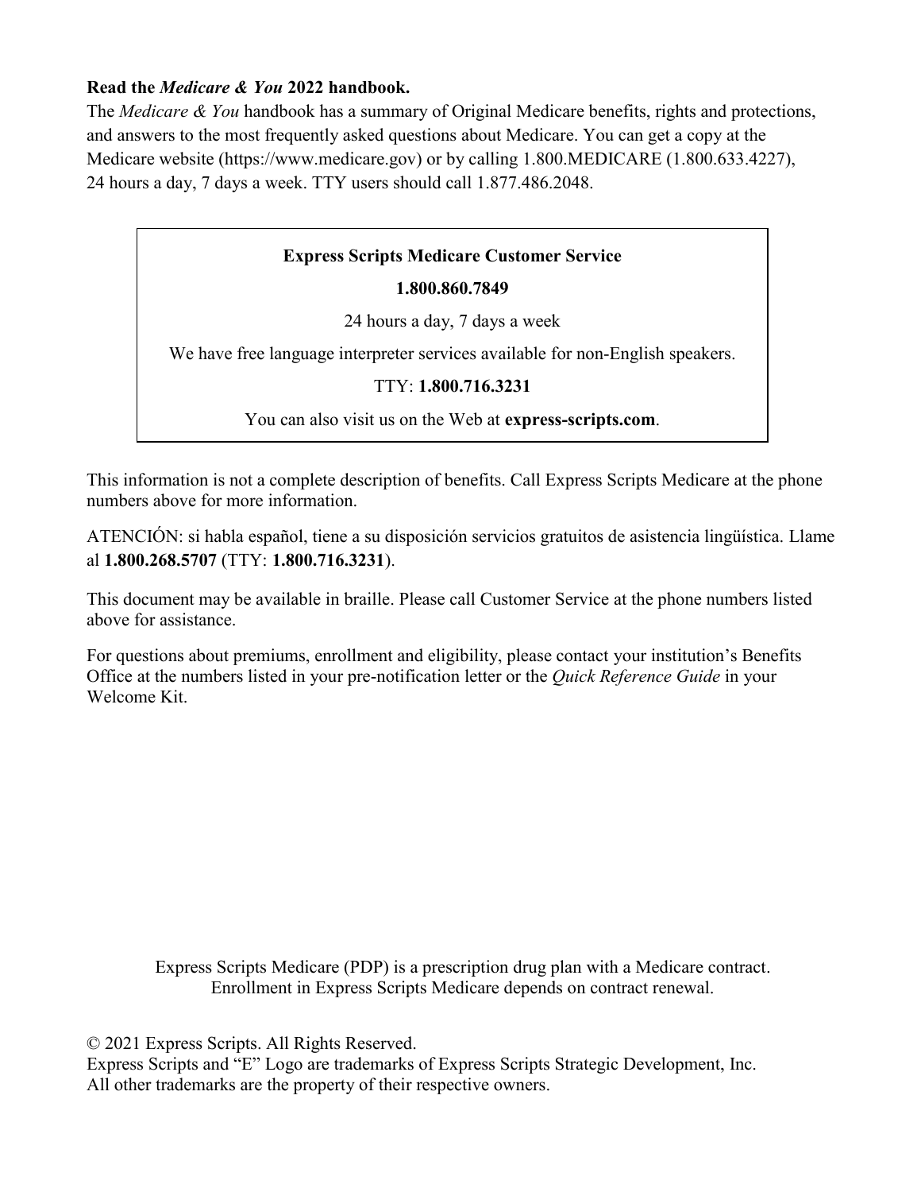**Read the *Medicare & You* 2022 handbook.**
The *Medicare & You* handbook has a summary of Original Medicare benefits, rights and protections, and answers to the most frequently asked questions about Medicare. You can get a copy at the Medicare website (https://www.medicare.gov) or by calling 1.800.MEDICARE (1.800.633.4227), 24 hours a day, 7 days a week. TTY users should call 1.877.486.2048.

**Express Scripts Medicare Customer Service**

**1.800.860.7849**

24 hours a day, 7 days a week

We have free language interpreter services available for non-English speakers.

TTY: **1.800.716.3231**

You can also visit us on the Web at **express-scripts.com**.

This information is not a complete description of benefits. Call Express Scripts Medicare at the phone numbers above for more information.

ATENCIÓN: si habla español, tiene a su disposición servicios gratuitos de asistencia lingüística. Llame al **1.800.268.5707** (TTY: **1.800.716.3231**).

This document may be available in braille. Please call Customer Service at the phone numbers listed above for assistance.

For questions about premiums, enrollment and eligibility, please contact your institution's Benefits Office at the numbers listed in your pre-notification letter or the *Quick Reference Guide* in your Welcome Kit.

Express Scripts Medicare (PDP) is a prescription drug plan with a Medicare contract.
Enrollment in Express Scripts Medicare depends on contract renewal.

© 2021 Express Scripts. All Rights Reserved.
Express Scripts and "E" Logo are trademarks of Express Scripts Strategic Development, Inc.
All other trademarks are the property of their respective owners.